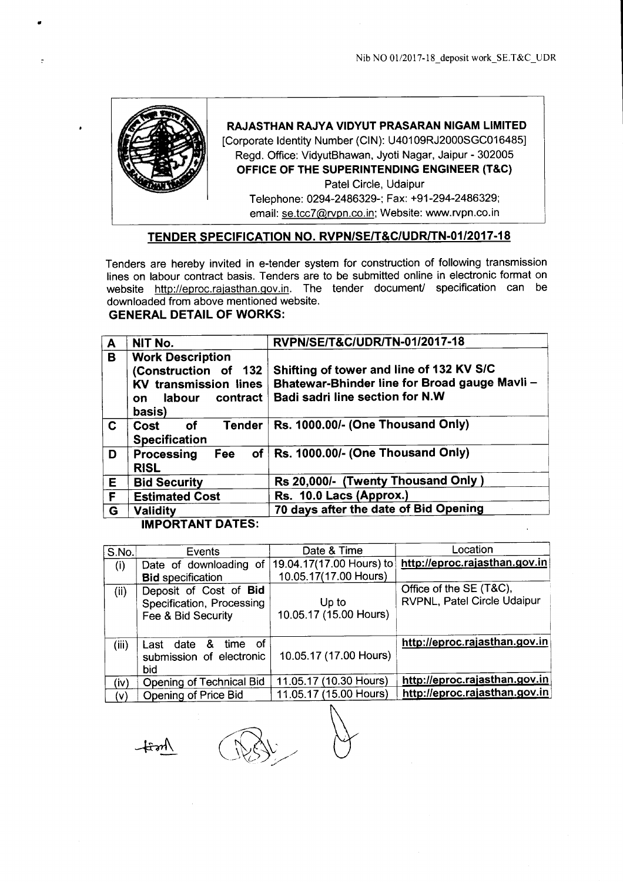**RAJASTHAN RAJYA VIDYUT PRASARAN NIGAM LIMITED**
[Corporate Identity Number (CIN): U40109RJ2000SGC016485]
Regd. Office: VidyutBhawan, Jyoti Nagar, Jaipur - 302005
**OFFICE OF THE SUPERINTENDING ENGINEER (T&C)**
Patel Circle, Udaipur
Telephone: 0294-2486329-; Fax: +91-294-2486329;
email: se.tcc7@rvpn.co.in; Website: www.rvpn.co.in

## TENDER SPECIFICATION NO. RVPN/SE/T&C/UDR/TN-01/2017-18

Tenders are hereby invited in e-tender system for construction of following transmission lines on labour contract basis. Tenders are to be submitted online in electronic format on website http://eproc.rajasthan.gov.in. The tender document/ specification can be downloaded from above mentioned website.

**GENERAL DETAIL OF WORKS:**

| | | |
|---|---|---|
| **A** | **NIT No.** | **RVPN/SE/T&C/UDR/TN-01/2017-18** |
| **B** | **Work Description (Construction of 132 KV transmission lines on labour contract basis)** | **Shifting of tower and line of 132 KV S/C Bhatewar-Bhinder line for Broad gauge Mavli – Badi sadri line section for N.W** |
| **C** | **Cost of Tender Specification** | **Rs. 1000.00/- (One Thousand Only)** |
| **D** | **Processing Fee of RISL** | **Rs. 1000.00/- (One Thousand Only)** |
| **E** | **Bid Security** | **Rs 20,000/- (Twenty Thousand Only )** |
| **F** | **Estimated Cost** | **Rs. 10.0 Lacs (Approx.)** |
| **G** | **Validity** | **70 days after the date of Bid Opening** |

**IMPORTANT DATES:**

| S.No. | Events | Date & Time | Location |
|---|---|---|---|
| (i) | Date of downloading of **Bid** specification | 19.04.17(17.00 Hours) to 10.05.17(17.00 Hours) | **http://eproc.rajasthan.gov.in** |
| (ii) | Deposit of Cost of **Bid** Specification, Processing Fee & Bid Security | Up to 10.05.17 (15.00 Hours) | Office of the SE (T&C), RVPNL, Patel Circle Udaipur |
| (iii) | Last date & time of submission of electronic bid | 10.05.17 (17.00 Hours) | **http://eproc.rajasthan.gov.in** |
| (iv) | Opening of Technical Bid | 11.05.17 (10.30 Hours) | **http://eproc.rajasthan.gov.in** |
| (v) | Opening of Price Bid | 11.05.17 (15.00 Hours) | **http://eproc.rajasthan.gov.in** |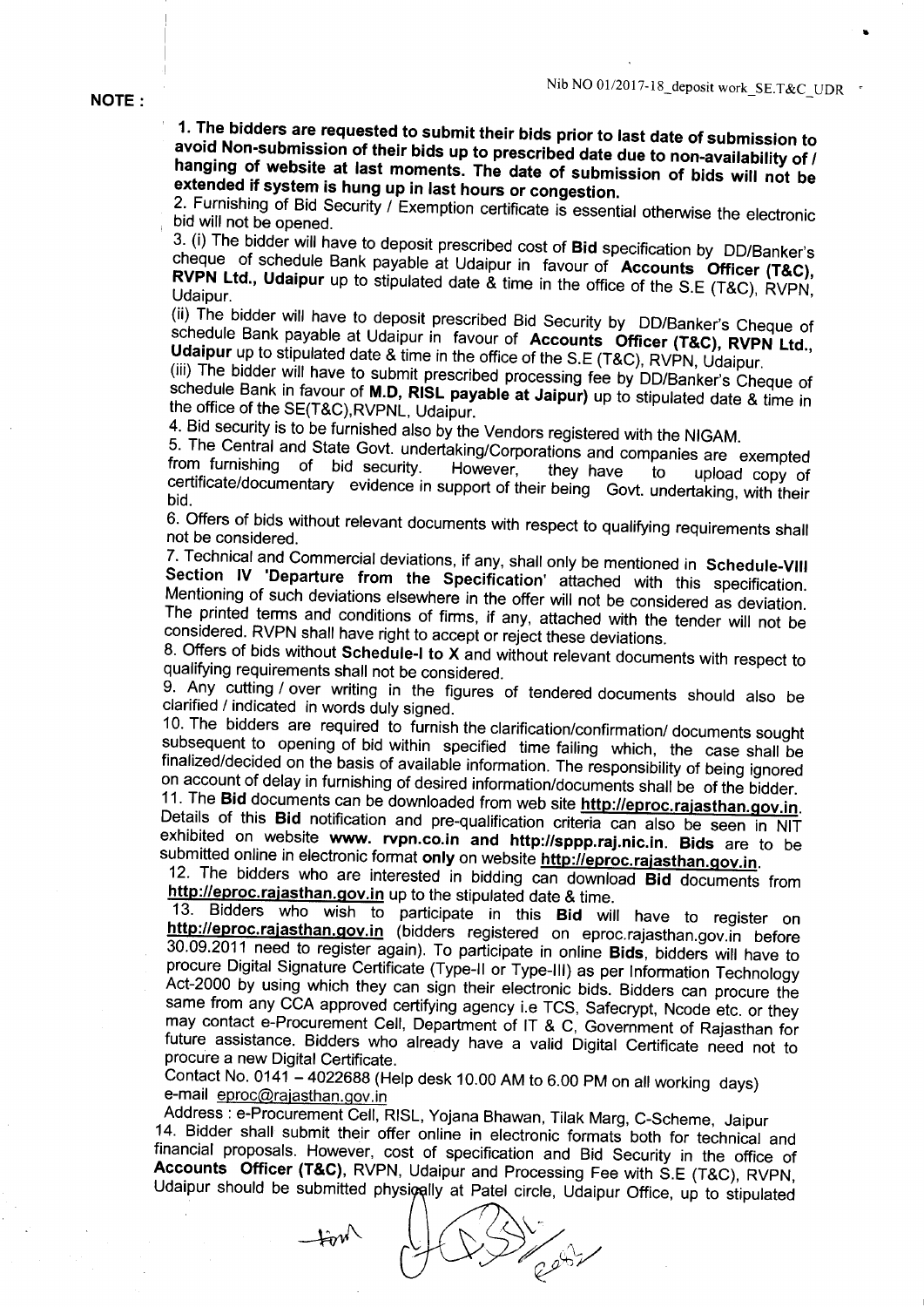**NOTE :**

**1. The bidders are requested to submit their bids prior to last date of submission to avoid Non-submission of their bids up to prescribed date due to non-availability of / hanging of website at last moments. The date of submission of bids will not be extended if system is hung up in last hours or congestion.**

2. Furnishing of Bid Security / Exemption certificate is essential otherwise the electronic bid will not be opened.

3. (i) The bidder will have to deposit prescribed cost of **Bid** specification by DD/Banker's cheque of schedule Bank payable at Udaipur in favour of **Accounts Officer (T&C), RVPN Ltd., Udaipur** up to stipulated date & time in the office of the S.E (T&C), RVPN, Udaipur.

(ii) The bidder will have to deposit prescribed Bid Security by DD/Banker's Cheque of schedule Bank payable at Udaipur in favour of **Accounts Officer (T&C), RVPN Ltd., Udaipur** up to stipulated date & time in the office of the S.E (T&C), RVPN, Udaipur.

(iii) The bidder will have to submit prescribed processing fee by DD/Banker's Cheque of schedule Bank in favour of **M.D, RISL payable at Jaipur)** up to stipulated date & time in the office of the SE(T&C),RVPNL, Udaipur.

4. Bid security is to be furnished also by the Vendors registered with the NIGAM.

5. The Central and State Govt. undertaking/Corporations and companies are exempted from furnishing of bid security. However, they have to upload copy of certificate/documentary evidence in support of their being Govt. undertaking, with their bid.

6. Offers of bids without relevant documents with respect to qualifying requirements shall not be considered.

7. Technical and Commercial deviations, if any, shall only be mentioned in **Schedule-VIII Section IV 'Departure from the Specification'** attached with this specification. Mentioning of such deviations elsewhere in the offer will not be considered as deviation. The printed terms and conditions of firms, if any, attached with the tender will not be considered. RVPN shall have right to accept or reject these deviations.

8. Offers of bids without **Schedule-I to X** and without relevant documents with respect to qualifying requirements shall not be considered.

9. Any cutting / over writing in the figures of tendered documents should also be clarified / indicated in words duly signed.

10. The bidders are required to furnish the clarification/confirmation/ documents sought subsequent to opening of bid within specified time failing which, the case shall be finalized/decided on the basis of available information. The responsibility of being ignored on account of delay in furnishing of desired information/documents shall be of the bidder.

11. The **Bid** documents can be downloaded from web site **http://eproc.rajasthan.gov.in**. Details of this **Bid** notification and pre-qualification criteria can also be seen in NIT exhibited on website **www. rvpn.co.in and http://sppp.raj.nic.in. Bids** are to be submitted online in electronic format **only** on website **http://eproc.rajasthan.gov.in**.

12. The bidders who are interested in bidding can download **Bid** documents from **http://eproc.rajasthan.gov.in** up to the stipulated date & time.

13. Bidders who wish to participate in this **Bid** will have to register on **http://eproc.rajasthan.gov.in** (bidders registered on eproc.rajasthan.gov.in before 30.09.2011 need to register again). To participate in online **Bids**, bidders will have to procure Digital Signature Certificate (Type-II or Type-III) as per Information Technology Act-2000 by using which they can sign their electronic bids. Bidders can procure the same from any CCA approved certifying agency i.e TCS, Safecrypt, Ncode etc. or they may contact e-Procurement Cell, Department of IT & C, Government of Rajasthan for future assistance. Bidders who already have a valid Digital Certificate need not to procure a new Digital Certificate.

Contact No. 0141 – 4022688 (Help desk 10.00 AM to 6.00 PM on all working days) e-mail eproc@rajasthan.gov.in

Address : e-Procurement Cell, RISL, Yojana Bhawan, Tilak Marg, C-Scheme, Jaipur

14. Bidder shall submit their offer online in electronic formats both for technical and financial proposals. However, cost of specification and Bid Security in the office of **Accounts Officer (T&C)**, RVPN, Udaipur and Processing Fee with S.E (T&C), RVPN, Udaipur should be submitted physically at Patel circle, Udaipur Office, up to stipulated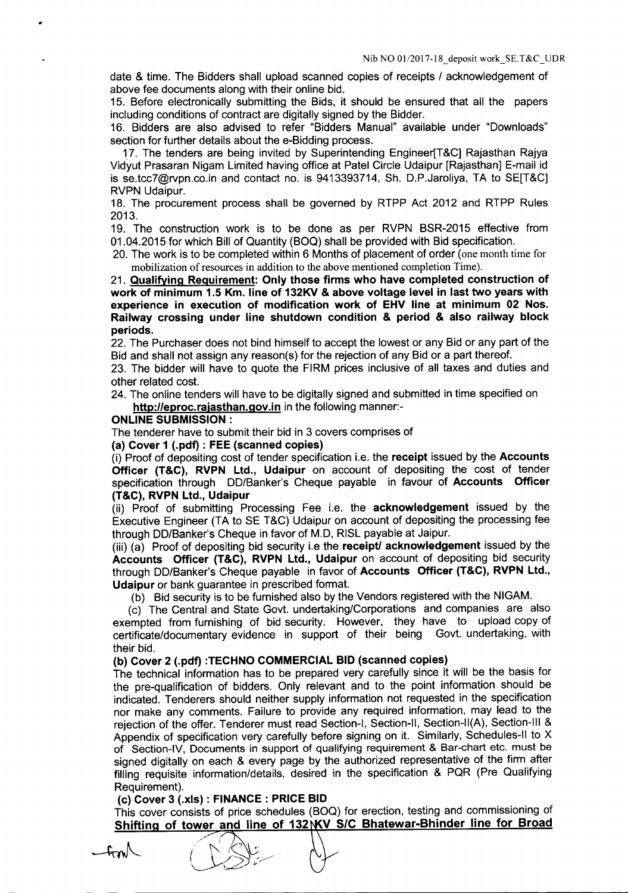date & time. The Bidders shall upload scanned copies of receipts / acknowledgement of above fee documents along with their online bid.

15. Before electronically submitting the Bids, it should be ensured that all the papers including conditions of contract are digitally signed by the Bidder.

16. Bidders are also advised to refer "Bidders Manual" available under "Downloads" section for further details about the e-Bidding process.

17. The tenders are being invited by Superintending Engineer[T&C] Rajasthan Rajya Vidyut Prasaran Nigam Limited having office at Patel Circle Udaipur [Rajasthan] E-mail id is se.tcc7@rvpn.co.in and contact no. is 9413393714, Sh. D.P.Jaroliya, TA to SE[T&C] RVPN Udaipur.

18. The procurement process shall be governed by RTPP Act 2012 and RTPP Rules 2013.

19. The construction work is to be done as per RVPN BSR-2015 effective from 01.04.2015 for which Bill of Quantity (BOQ) shall be provided with Bid specification.

20. The work is to be completed within 6 Months of placement of order (one month time for mobilization of resources in addition to the above mentioned completion Time).

21. **<u>Qualifying Requirement</u>: Only those firms who have completed construction of work of minimum 1.5 Km. line of 132KV & above voltage level in last two years with experience in execution of modification work of EHV line at minimum 02 Nos. Railway crossing under line shutdown condition & period & also railway block periods.**

22. The Purchaser does not bind himself to accept the lowest or any Bid or any part of the Bid and shall not assign any reason(s) for the rejection of any Bid or a part thereof.

23. The bidder will have to quote the FIRM prices inclusive of all taxes and duties and other related cost.

24. The online tenders will have to be digitally signed and submitted in time specified on **http://eproc.rajasthan.gov.in** in the following manner:-

**ONLINE SUBMISSION :**

The tenderer have to submit their bid in 3 covers comprises of

**(a) Cover 1 (.pdf) : FEE (scanned copies)**

(i) Proof of depositing cost of tender specification i.e. the **receipt** issued by the **Accounts Officer (T&C), RVPN Ltd., Udaipur** on account of depositing the cost of tender specification through DD/Banker's Cheque payable in favour of **Accounts Officer (T&C), RVPN Ltd., Udaipur**

(ii) Proof of submitting Processing Fee i.e. the **acknowledgement** issued by the Executive Engineer (TA to SE T&C) Udaipur on account of depositing the processing fee through DD/Banker's Cheque in favor of M.D, RISL payable at Jaipur.

(iii) (a) Proof of depositing bid security i.e the **receipt/ acknowledgement** issued by the **Accounts Officer (T&C), RVPN Ltd., Udaipur** on account of depositing bid security through DD/Banker's Cheque payable in favor of **Accounts Officer (T&C), RVPN Ltd., Udaipur** or bank guarantee in prescribed format.

(b) Bid security is to be furnished also by the Vendors registered with the NIGAM.

(c) The Central and State Govt. undertaking/Corporations and companies are also exempted from furnishing of bid security. However, they have to upload copy of certificate/documentary evidence in support of their being Govt. undertaking, with their bid.

**(b) Cover 2 (.pdf) :TECHNO COMMERCIAL BID (scanned copies)**

The technical information has to be prepared very carefully since it will be the basis for the pre-qualification of bidders. Only relevant and to the point information should be indicated. Tenderers should neither supply information not requested in the specification nor make any comments. Failure to provide any required information, may lead to the rejection of the offer. Tenderer must read Section-I, Section-II, Section-II(A), Section-III & Appendix of specification very carefully before signing on it. Similarly, Schedules-II to X of Section-IV, Documents in support of qualifying requirement & Bar-chart etc. must be signed digitally on each & every page by the authorized representative of the firm after filling requisite information/details, desired in the specification & PQR (Pre Qualifying Requirement).

**(c) Cover 3 (.xls) : FINANCE : PRICE BID**

This cover consists of price schedules (BOQ) for erection, testing and commissioning of **<u>Shifting of tower and line of 132KV S/C Bhatewar-Bhinder line for Broad</u>**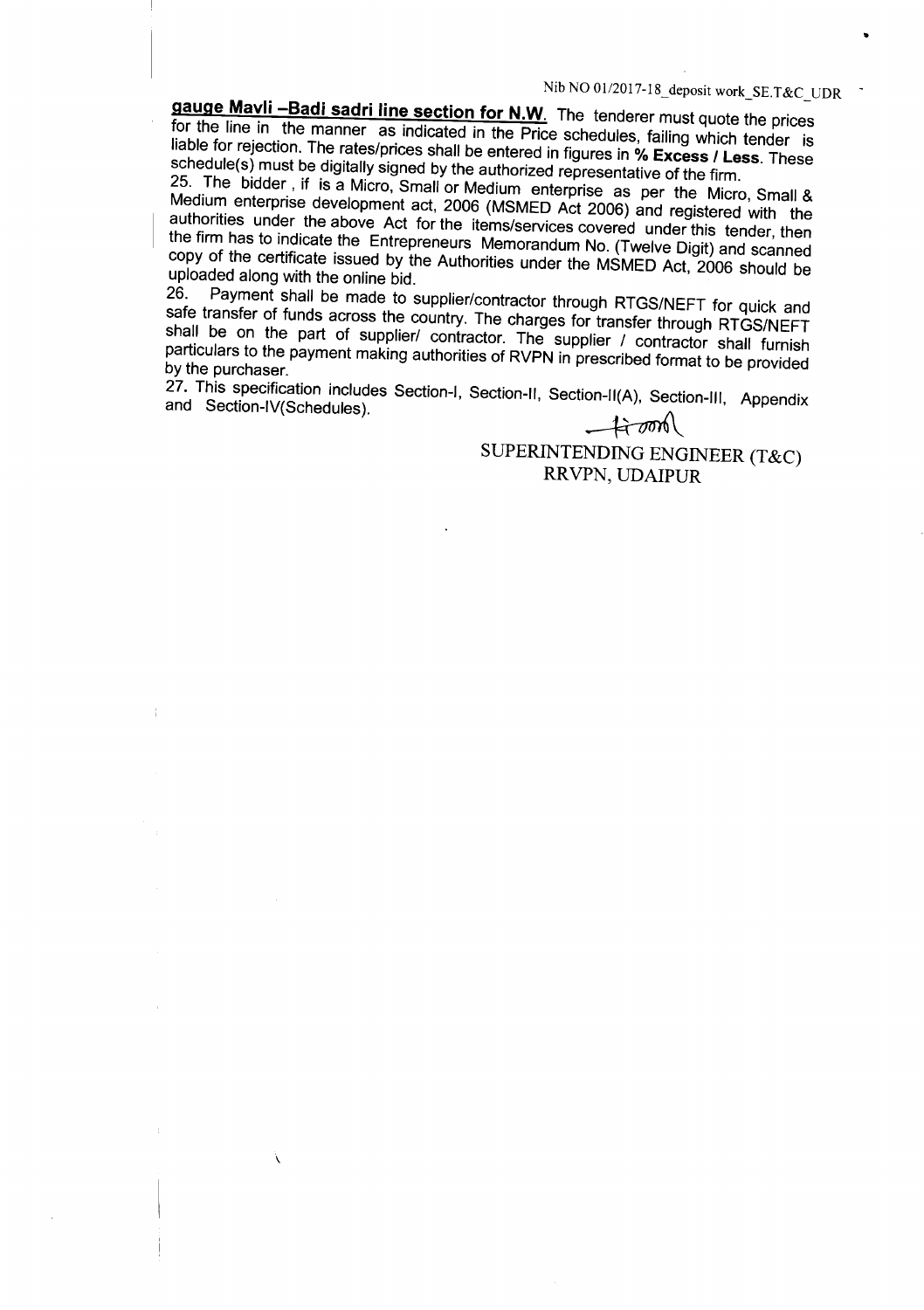**gauge Mavli –Badi sadri line section for N.W.** The tenderer must quote the prices for the line in the manner as indicated in the Price schedules, failing which tender is liable for rejection. The rates/prices shall be entered in figures in **% Excess / Less**. These schedule(s) must be digitally signed by the authorized representative of the firm.

25. The bidder , if is a Micro, Small or Medium enterprise as per the Micro, Small & Medium enterprise development act, 2006 (MSMED Act 2006) and registered with the authorities under the above Act for the items/services covered under this tender, then the firm has to indicate the Entrepreneurs Memorandum No. (Twelve Digit) and scanned copy of the certificate issued by the Authorities under the MSMED Act, 2006 should be uploaded along with the online bid.

26. Payment shall be made to supplier/contractor through RTGS/NEFT for quick and safe transfer of funds across the country. The charges for transfer through RTGS/NEFT shall be on the part of supplier/ contractor. The supplier / contractor shall furnish particulars to the payment making authorities of RVPN in prescribed format to be provided by the purchaser.

27. This specification includes Section-I, Section-II, Section-II(A), Section-III, Appendix and Section-IV(Schedules).

SUPERINTENDING ENGINEER (T&C)
RRVPN, UDAIPUR